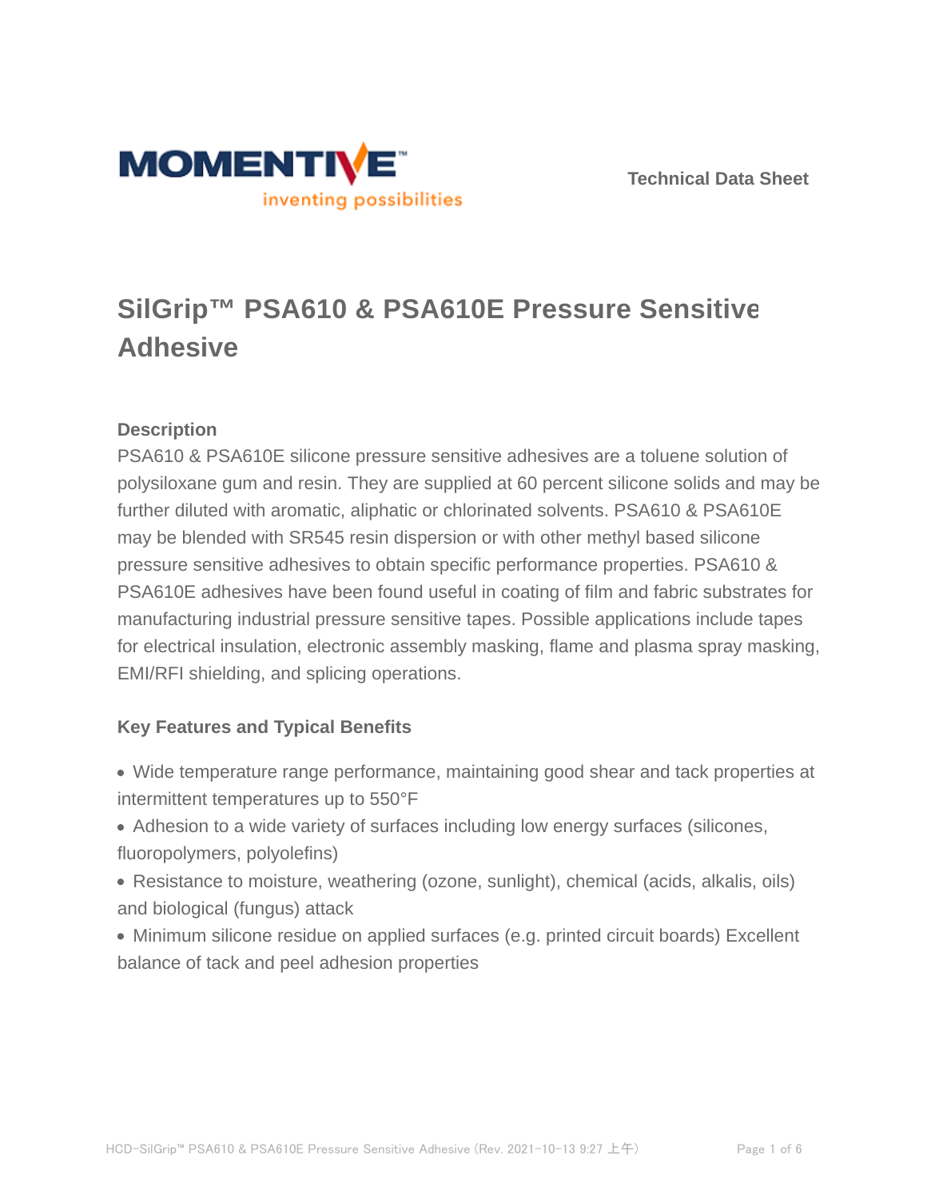Technical Data Sheet

# SilGrip™ PSA610 & PSA610E Pressure Sensitive Adhesive

## Description

PSA610 & PSA610E silicone pressure sensitive adhesives are a toluene solution of polysiloxane gum and resin. They are supplied at 60 percent silicone solids and may be further diluted with aromatic, aliphatic or chlorinated solvents. PSA610 & PSA610E may be blended with SR545 resin dispersion or with other methyl based silicone pressure sensitive adhesives to obtain specific performance properties. PSA610 & PSA610E adhesives have been found useful in coating of film and fabric substrates for manufacturing industrial pressure sensitive tapes. Possible applications include tapes for electrical insulation, electronic assembly masking, flame and plasma spray masking, EMI/RFI shielding, and splicing operations.

## Key Features and Typical Benefits

- Wide temperature range performance, maintaining good shear and tack properties at intermittent temperatures up to 550°F
- Adhesion to a wide variety of surfaces including low energy surfaces (silicones, fluoropolymers, polyolefins)
- Resistance to moisture, weathering (ozone, sunlight), chemical (acids, alkalis, oils) and biological (fungus) attack
- Minimum silicone residue on applied surfaces (e.g. printed circuit boards) Excellent balance of tack and peel adhesion properties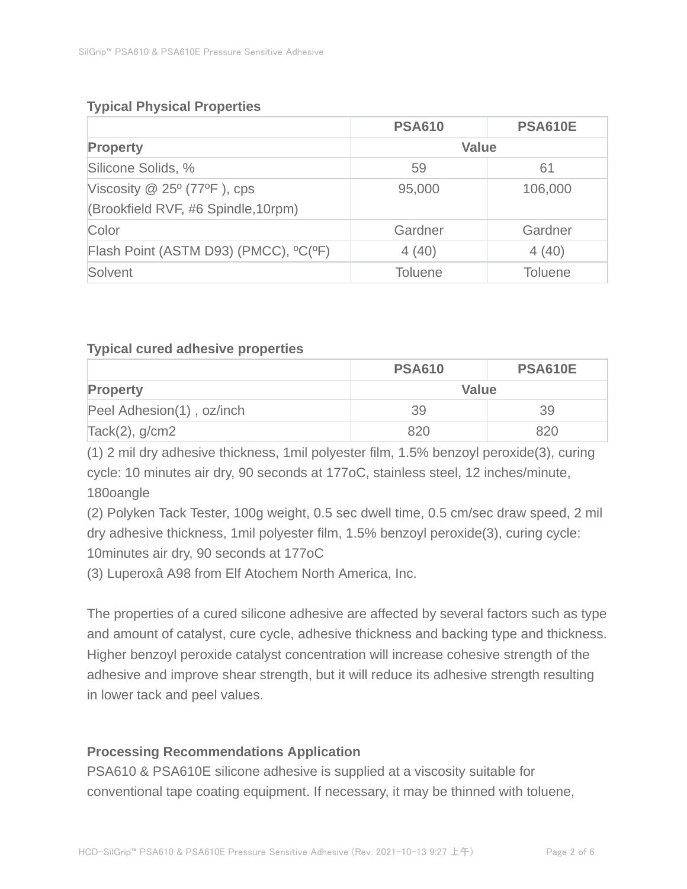### Typical Physical Properties

| | PSA610 | PSA610E |
|---|---|---|
| **Property** | **Value** | |
| Silicone Solids, % | 59 | 61 |
| Viscosity @ 25º (77ºF ), cps (Brookfield RVF, #6 Spindle,10rpm) | 95,000 | 106,000 |
| Color | Gardner | Gardner |
| Flash Point (ASTM D93) (PMCC), ºC(ºF) | 4 (40) | 4 (40) |
| Solvent | Toluene | Toluene |

### Typical cured adhesive properties

| | PSA610 | PSA610E |
|---|---|---|
| **Property** | **Value** | |
| Peel Adhesion(1) , oz/inch | 39 | 39 |
| Tack(2), g/cm2 | 820 | 820 |

(1) 2 mil dry adhesive thickness, 1mil polyester film, 1.5% benzoyl peroxide(3), curing cycle: 10 minutes air dry, 90 seconds at 177oC, stainless steel, 12 inches/minute, 180oangle

(2) Polyken Tack Tester, 100g weight, 0.5 sec dwell time, 0.5 cm/sec draw speed, 2 mil dry adhesive thickness, 1mil polyester film, 1.5% benzoyl peroxide(3), curing cycle: 10minutes air dry, 90 seconds at 177oC

(3) Luperoxâ A98 from Elf Atochem North America, Inc.

The properties of a cured silicone adhesive are affected by several factors such as type and amount of catalyst, cure cycle, adhesive thickness and backing type and thickness. Higher benzoyl peroxide catalyst concentration will increase cohesive strength of the adhesive and improve shear strength, but it will reduce its adhesive strength resulting in lower tack and peel values.

### Processing Recommendations Application

PSA610 & PSA610E silicone adhesive is supplied at a viscosity suitable for conventional tape coating equipment. If necessary, it may be thinned with toluene,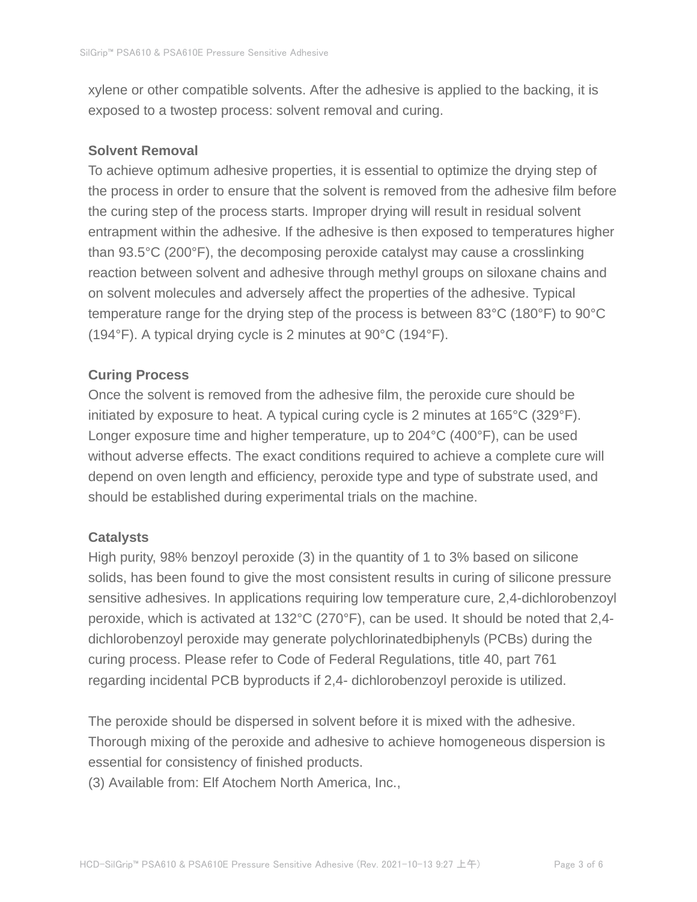xylene or other compatible solvents. After the adhesive is applied to the backing, it is exposed to a twostep process: solvent removal and curing.

### Solvent Removal

To achieve optimum adhesive properties, it is essential to optimize the drying step of the process in order to ensure that the solvent is removed from the adhesive film before the curing step of the process starts. Improper drying will result in residual solvent entrapment within the adhesive. If the adhesive is then exposed to temperatures higher than 93.5°C (200°F), the decomposing peroxide catalyst may cause a crosslinking reaction between solvent and adhesive through methyl groups on siloxane chains and on solvent molecules and adversely affect the properties of the adhesive. Typical temperature range for the drying step of the process is between 83°C (180°F) to 90°C (194°F). A typical drying cycle is 2 minutes at 90°C (194°F).

### Curing Process

Once the solvent is removed from the adhesive film, the peroxide cure should be initiated by exposure to heat. A typical curing cycle is 2 minutes at 165°C (329°F). Longer exposure time and higher temperature, up to 204°C (400°F), can be used without adverse effects. The exact conditions required to achieve a complete cure will depend on oven length and efficiency, peroxide type and type of substrate used, and should be established during experimental trials on the machine.

### Catalysts

High purity, 98% benzoyl peroxide (3) in the quantity of 1 to 3% based on silicone solids, has been found to give the most consistent results in curing of silicone pressure sensitive adhesives. In applications requiring low temperature cure, 2,4-dichlorobenzoyl peroxide, which is activated at 132°C (270°F), can be used. It should be noted that 2,4-dichlorobenzoyl peroxide may generate polychlorinatedbiphenyls (PCBs) during the curing process. Please refer to Code of Federal Regulations, title 40, part 761 regarding incidental PCB byproducts if 2,4- dichlorobenzoyl peroxide is utilized.

The peroxide should be dispersed in solvent before it is mixed with the adhesive. Thorough mixing of the peroxide and adhesive to achieve homogeneous dispersion is essential for consistency of finished products.

(3) Available from: Elf Atochem North America, Inc.,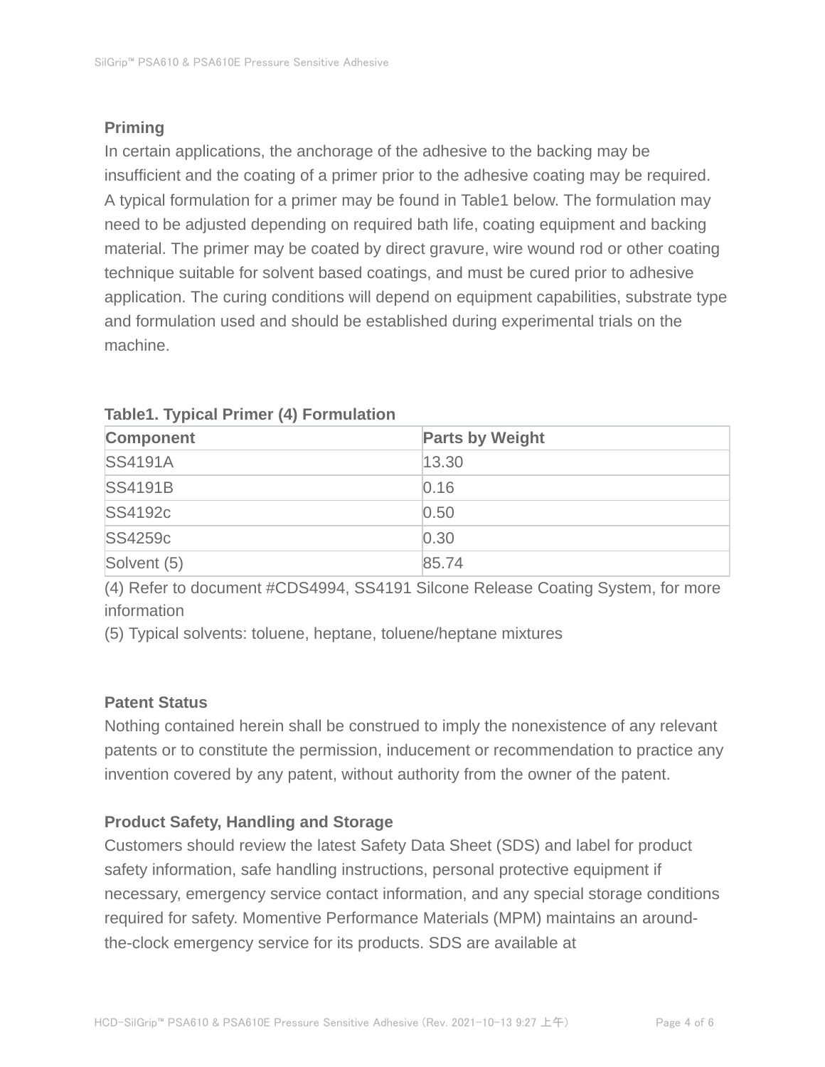## Priming

In certain applications, the anchorage of the adhesive to the backing may be insufficient and the coating of a primer prior to the adhesive coating may be required. A typical formulation for a primer may be found in Table1 below. The formulation may need to be adjusted depending on required bath life, coating equipment and backing material. The primer may be coated by direct gravure, wire wound rod or other coating technique suitable for solvent based coatings, and must be cured prior to adhesive application. The curing conditions will depend on equipment capabilities, substrate type and formulation used and should be established during experimental trials on the machine.

**Table1. Typical Primer (4) Formulation**

| Component | Parts by Weight |
|---|---|
| SS4191A | 13.30 |
| SS4191B | 0.16 |
| SS4192c | 0.50 |
| SS4259c | 0.30 |
| Solvent (5) | 85.74 |

(4) Refer to document #CDS4994, SS4191 Silcone Release Coating System, for more information

(5) Typical solvents: toluene, heptane, toluene/heptane mixtures

## Patent Status

Nothing contained herein shall be construed to imply the nonexistence of any relevant patents or to constitute the permission, inducement or recommendation to practice any invention covered by any patent, without authority from the owner of the patent.

## Product Safety, Handling and Storage

Customers should review the latest Safety Data Sheet (SDS) and label for product safety information, safe handling instructions, personal protective equipment if necessary, emergency service contact information, and any special storage conditions required for safety. Momentive Performance Materials (MPM) maintains an around-the-clock emergency service for its products. SDS are available at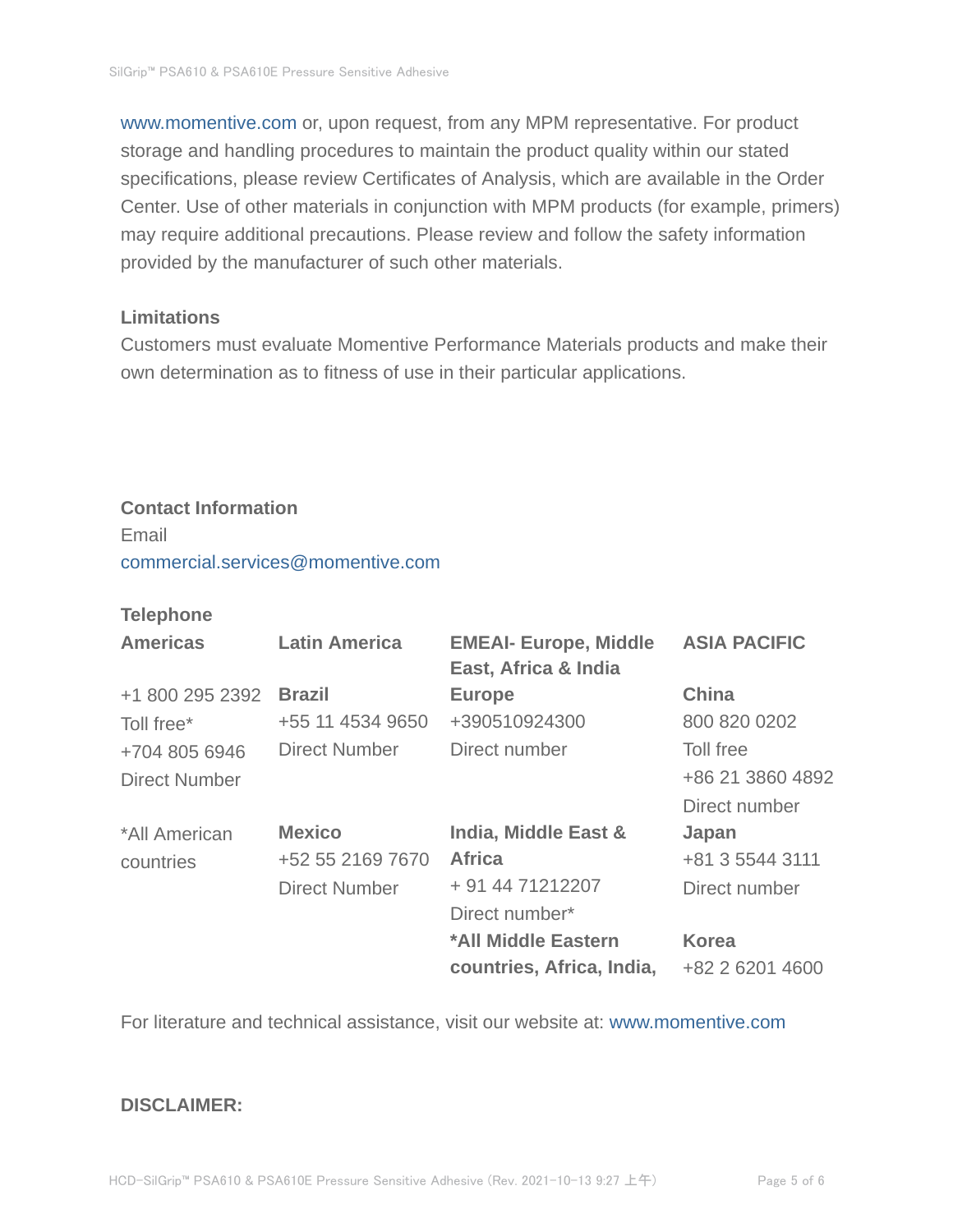www.momentive.com or, upon request, from any MPM representative. For product storage and handling procedures to maintain the product quality within our stated specifications, please review Certificates of Analysis, which are available in the Order Center. Use of other materials in conjunction with MPM products (for example, primers) may require additional precautions. Please review and follow the safety information provided by the manufacturer of such other materials.

### Limitations

Customers must evaluate Momentive Performance Materials products and make their own determination as to fitness of use in their particular applications.

### Contact Information

Email

commercial.services@momentive.com

### Telephone

| Americas | Latin America | EMEAI- Europe, Middle East, Africa & India | ASIA PACIFIC |
|---|---|---|---|
| +1 800 295 2392<br>Toll free*<br>+704 805 6946<br>Direct Number | **Brazil**<br>+55 11 4534 9650<br>Direct Number | **Europe**<br>+390510924300<br>Direct number | **China**<br>800 820 0202<br>Toll free<br>+86 21 3860 4892<br>Direct number |
| *All American countries | **Mexico**<br>+52 55 2169 7670<br>Direct Number | **India, Middle East & Africa**<br>+ 91 44 71212207<br>Direct number* | **Japan**<br>+81 3 5544 3111<br>Direct number |
| | | ***All Middle Eastern countries, Africa, India,** | **Korea**<br>+82 2 6201 4600 |

For literature and technical assistance, visit our website at: www.momentive.com

**DISCLAIMER:**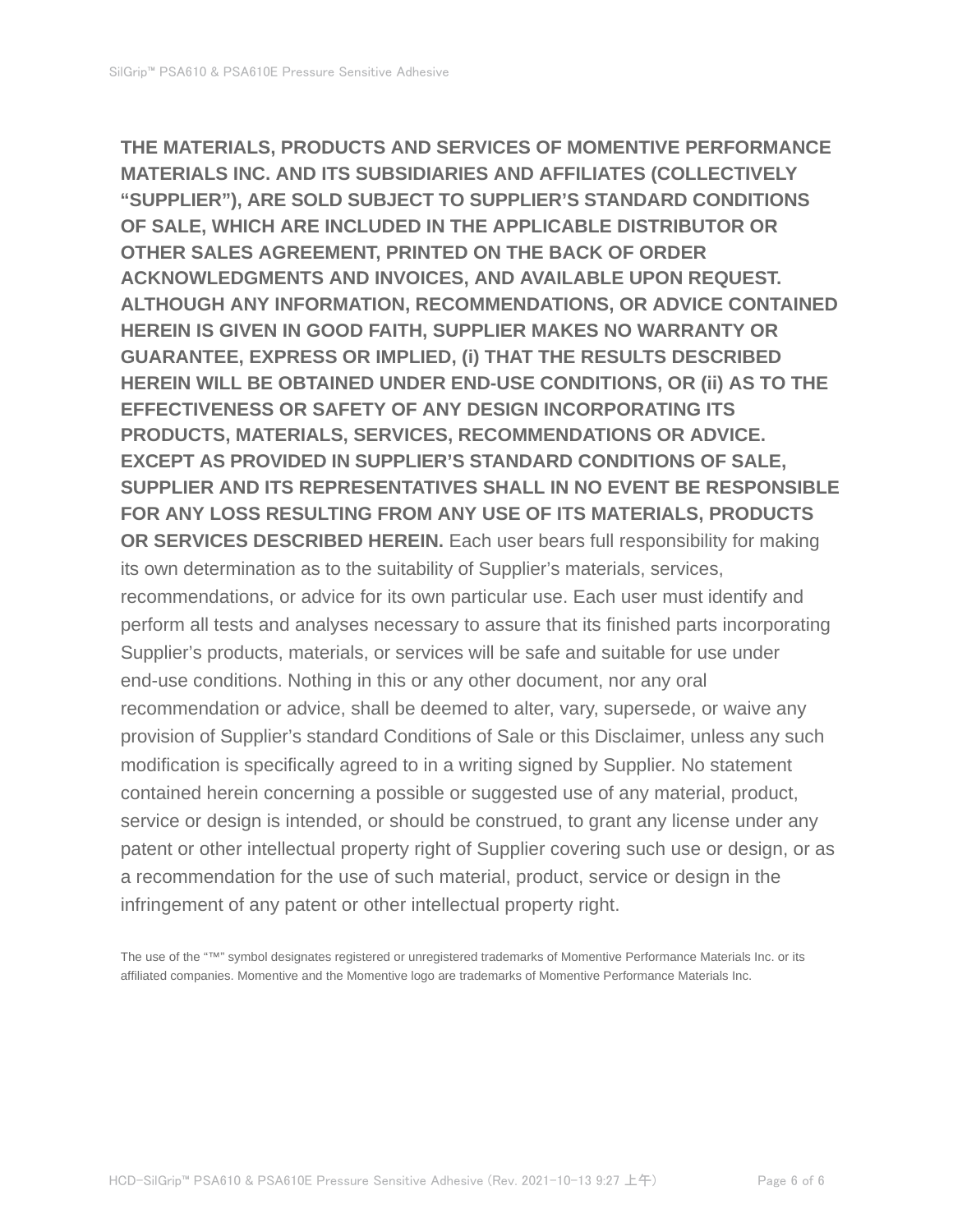**THE MATERIALS, PRODUCTS AND SERVICES OF MOMENTIVE PERFORMANCE MATERIALS INC. AND ITS SUBSIDIARIES AND AFFILIATES (COLLECTIVELY "SUPPLIER"), ARE SOLD SUBJECT TO SUPPLIER'S STANDARD CONDITIONS OF SALE, WHICH ARE INCLUDED IN THE APPLICABLE DISTRIBUTOR OR OTHER SALES AGREEMENT, PRINTED ON THE BACK OF ORDER ACKNOWLEDGMENTS AND INVOICES, AND AVAILABLE UPON REQUEST. ALTHOUGH ANY INFORMATION, RECOMMENDATIONS, OR ADVICE CONTAINED HEREIN IS GIVEN IN GOOD FAITH, SUPPLIER MAKES NO WARRANTY OR GUARANTEE, EXPRESS OR IMPLIED, (i) THAT THE RESULTS DESCRIBED HEREIN WILL BE OBTAINED UNDER END-USE CONDITIONS, OR (ii) AS TO THE EFFECTIVENESS OR SAFETY OF ANY DESIGN INCORPORATING ITS PRODUCTS, MATERIALS, SERVICES, RECOMMENDATIONS OR ADVICE. EXCEPT AS PROVIDED IN SUPPLIER'S STANDARD CONDITIONS OF SALE, SUPPLIER AND ITS REPRESENTATIVES SHALL IN NO EVENT BE RESPONSIBLE FOR ANY LOSS RESULTING FROM ANY USE OF ITS MATERIALS, PRODUCTS OR SERVICES DESCRIBED HEREIN.** Each user bears full responsibility for making its own determination as to the suitability of Supplier's materials, services, recommendations, or advice for its own particular use. Each user must identify and perform all tests and analyses necessary to assure that its finished parts incorporating Supplier's products, materials, or services will be safe and suitable for use under end-use conditions. Nothing in this or any other document, nor any oral recommendation or advice, shall be deemed to alter, vary, supersede, or waive any provision of Supplier's standard Conditions of Sale or this Disclaimer, unless any such modification is specifically agreed to in a writing signed by Supplier. No statement contained herein concerning a possible or suggested use of any material, product, service or design is intended, or should be construed, to grant any license under any patent or other intellectual property right of Supplier covering such use or design, or as a recommendation for the use of such material, product, service or design in the infringement of any patent or other intellectual property right.

The use of the "™" symbol designates registered or unregistered trademarks of Momentive Performance Materials Inc. or its affiliated companies. Momentive and the Momentive logo are trademarks of Momentive Performance Materials Inc.